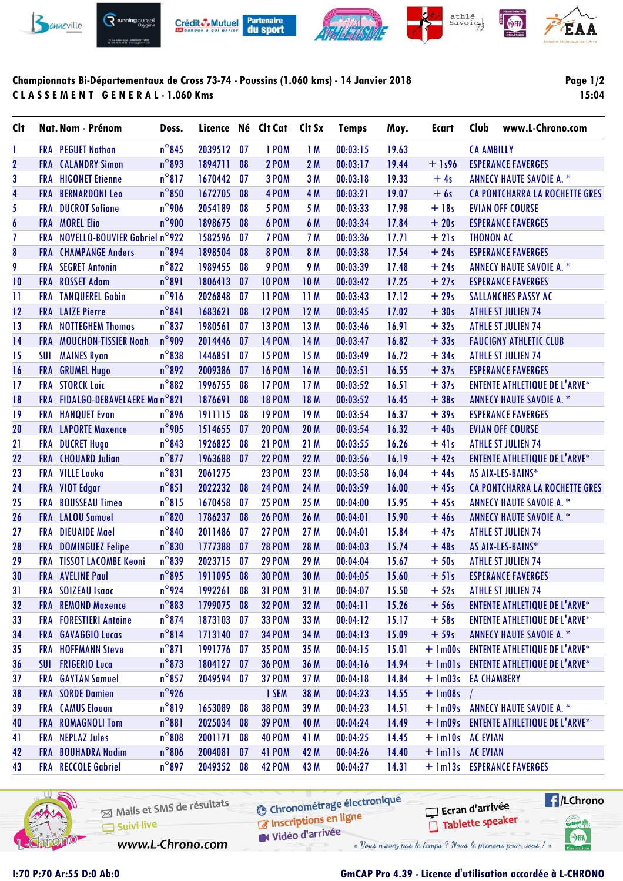# Championnats Bi-Départementaux de Cross 73-74 - Poussins (1.060 kms) - 14 Janvier 2018

## CLASSEMENT GENERAL - 1.060 Kms

| Clt | Nat. | Nom - Prénom | Doss. | Licence | Né | Clt Cat | Clt Sx | Temps | Moy. | Ecart | Club |
|---|---|---|---|---|---|---|---|---|---|---|---|
| 1 | FRA | PEGUET Nathan | n°845 | 2039512 | 07 | 1 POM | 1 M | 00:03:15 | 19.63 | | CA AMBILLY |
| 2 | FRA | CALANDRY Simon | n°893 | 1894711 | 08 | 2 POM | 2 M | 00:03:17 | 19.44 | + 1s96 | ESPERANCE FAVERGES |
| 3 | FRA | HIGONET Etienne | n°817 | 1670442 | 07 | 3 POM | 3 M | 00:03:18 | 19.33 | + 4s | ANNECY HAUTE SAVOIE A. * |
| 4 | FRA | BERNARDONI Leo | n°850 | 1672705 | 08 | 4 POM | 4 M | 00:03:21 | 19.07 | + 6s | CA PONTCHARRA LA ROCHETTE GRES |
| 5 | FRA | DUCROT Sofiane | n°906 | 2054189 | 08 | 5 POM | 5 M | 00:03:33 | 17.98 | + 18s | EVIAN OFF COURSE |
| 6 | FRA | MOREL Elio | n°900 | 1898675 | 08 | 6 POM | 6 M | 00:03:34 | 17.84 | + 20s | ESPERANCE FAVERGES |
| 7 | FRA | NOVELLO-BOUVIER Gabriel | n°922 | 1582596 | 07 | 7 POM | 7 M | 00:03:36 | 17.71 | + 21s | THONON AC |
| 8 | FRA | CHAMPANGE Anders | n°894 | 1898504 | 08 | 8 POM | 8 M | 00:03:38 | 17.54 | + 24s | ESPERANCE FAVERGES |
| 9 | FRA | SEGRET Antonin | n°822 | 1989455 | 08 | 9 POM | 9 M | 00:03:39 | 17.48 | + 24s | ANNECY HAUTE SAVOIE A. * |
| 10 | FRA | ROSSET Adam | n°891 | 1806413 | 07 | 10 POM | 10 M | 00:03:42 | 17.25 | + 27s | ESPERANCE FAVERGES |
| 11 | FRA | TANQUEREL Gabin | n°916 | 2026848 | 07 | 11 POM | 11 M | 00:03:43 | 17.12 | + 29s | SALLANCHES PASSY AC |
| 12 | FRA | LAIZE Pierre | n°841 | 1683621 | 08 | 12 POM | 12 M | 00:03:45 | 17.02 | + 30s | ATHLE ST JULIEN 74 |
| 13 | FRA | NOTTEGHEM Thomas | n°837 | 1980561 | 07 | 13 POM | 13 M | 00:03:46 | 16.91 | + 32s | ATHLE ST JULIEN 74 |
| 14 | FRA | MOUCHON-TISSIER Noah | n°909 | 2014446 | 07 | 14 POM | 14 M | 00:03:47 | 16.82 | + 33s | FAUCIGNY ATHLETIC CLUB |
| 15 | SUI | MAINES Ryan | n°838 | 1446851 | 07 | 15 POM | 15 M | 00:03:49 | 16.72 | + 34s | ATHLE ST JULIEN 74 |
| 16 | FRA | GRUMEL Hugo | n°892 | 2009386 | 07 | 16 POM | 16 M | 00:03:51 | 16.55 | + 37s | ESPERANCE FAVERGES |
| 17 | FRA | STORCK Loic | n°882 | 1996755 | 08 | 17 POM | 17 M | 00:03:52 | 16.51 | + 37s | ENTENTE ATHLETIQUE DE L'ARVE* |
| 18 | FRA | FIDALGO-DEBAVELAERE Ma | n°821 | 1876691 | 08 | 18 POM | 18 M | 00:03:52 | 16.45 | + 38s | ANNECY HAUTE SAVOIE A. * |
| 19 | FRA | HANQUET Evan | n°896 | 1911115 | 08 | 19 POM | 19 M | 00:03:54 | 16.37 | + 39s | ESPERANCE FAVERGES |
| 20 | FRA | LAPORTE Maxence | n°905 | 1514655 | 07 | 20 POM | 20 M | 00:03:54 | 16.32 | + 40s | EVIAN OFF COURSE |
| 21 | FRA | DUCRET Hugo | n°843 | 1926825 | 08 | 21 POM | 21 M | 00:03:55 | 16.26 | + 41s | ATHLE ST JULIEN 74 |
| 22 | FRA | CHOUARD Julian | n°877 | 1963688 | 07 | 22 POM | 22 M | 00:03:56 | 16.19 | + 42s | ENTENTE ATHLETIQUE DE L'ARVE* |
| 23 | FRA | VILLE Louka | n°831 | 2061275 | | 23 POM | 23 M | 00:03:58 | 16.04 | + 44s | AS AIX-LES-BAINS* |
| 24 | FRA | VIOT Edgar | n°851 | 2022232 | 08 | 24 POM | 24 M | 00:03:59 | 16.00 | + 45s | CA PONTCHARRA LA ROCHETTE GRES |
| 25 | FRA | BOUSSEAU Timeo | n°815 | 1670458 | 07 | 25 POM | 25 M | 00:04:00 | 15.95 | + 45s | ANNECY HAUTE SAVOIE A. * |
| 26 | FRA | LALOU Samuel | n°820 | 1786237 | 08 | 26 POM | 26 M | 00:04:01 | 15.90 | + 46s | ANNECY HAUTE SAVOIE A. * |
| 27 | FRA | DIEUAIDE Mael | n°840 | 2011486 | 07 | 27 POM | 27 M | 00:04:01 | 15.84 | + 47s | ATHLE ST JULIEN 74 |
| 28 | FRA | DOMINGUEZ Felipe | n°830 | 1777388 | 07 | 28 POM | 28 M | 00:04:03 | 15.74 | + 48s | AS AIX-LES-BAINS* |
| 29 | FRA | TISSOT LACOMBE Keoni | n°839 | 2023715 | 07 | 29 POM | 29 M | 00:04:04 | 15.67 | + 50s | ATHLE ST JULIEN 74 |
| 30 | FRA | AVELINE Paul | n°895 | 1911095 | 08 | 30 POM | 30 M | 00:04:05 | 15.60 | + 51s | ESPERANCE FAVERGES |
| 31 | FRA | SOIZEAU Isaac | n°924 | 1992261 | 08 | 31 POM | 31 M | 00:04:07 | 15.50 | + 52s | ATHLE ST JULIEN 74 |
| 32 | FRA | REMOND Maxence | n°883 | 1799075 | 08 | 32 POM | 32 M | 00:04:11 | 15.26 | + 56s | ENTENTE ATHLETIQUE DE L'ARVE* |
| 33 | FRA | FORESTIERI Antoine | n°874 | 1873103 | 07 | 33 POM | 33 M | 00:04:12 | 15.17 | + 58s | ENTENTE ATHLETIQUE DE L'ARVE* |
| 34 | FRA | GAVAGGIO Lucas | n°814 | 1713140 | 07 | 34 POM | 34 M | 00:04:13 | 15.09 | + 59s | ANNECY HAUTE SAVOIE A. * |
| 35 | FRA | HOFFMANN Steve | n°871 | 1991776 | 07 | 35 POM | 35 M | 00:04:15 | 15.01 | + 1m00s | ENTENTE ATHLETIQUE DE L'ARVE* |
| 36 | SUI | FRIGERIO Luca | n°873 | 1804127 | 07 | 36 POM | 36 M | 00:04:16 | 14.94 | + 1m01s | ENTENTE ATHLETIQUE DE L'ARVE* |
| 37 | FRA | GAYTAN Samuel | n°857 | 2049594 | 07 | 37 POM | 37 M | 00:04:18 | 14.84 | + 1m03s | EA CHAMBERY |
| 38 | FRA | SORDE Damien | n°926 | | | 1 SEM | 38 M | 00:04:23 | 14.55 | + 1m08s | / |
| 39 | FRA | CAMUS Elouan | n°819 | 1653089 | 08 | 38 POM | 39 M | 00:04:23 | 14.51 | + 1m09s | ANNECY HAUTE SAVOIE A. * |
| 40 | FRA | ROMAGNOLI Tom | n°881 | 2025034 | 08 | 39 POM | 40 M | 00:04:24 | 14.49 | + 1m09s | ENTENTE ATHLETIQUE DE L'ARVE* |
| 41 | FRA | NEPLAZ Jules | n°808 | 2001171 | 08 | 40 POM | 41 M | 00:04:25 | 14.45 | + 1m10s | AC EVIAN |
| 42 | FRA | BOUHADRA Nadim | n°806 | 2004081 | 07 | 41 POM | 42 M | 00:04:26 | 14.40 | + 1m11s | AC EVIAN |
| 43 | FRA | RECCOLE Gabriel | n°897 | 2049352 | 08 | 42 POM | 43 M | 00:04:27 | 14.31 | + 1m13s | ESPERANCE FAVERGES |

I:70 P:70 Ar:55 D:0 Ab:0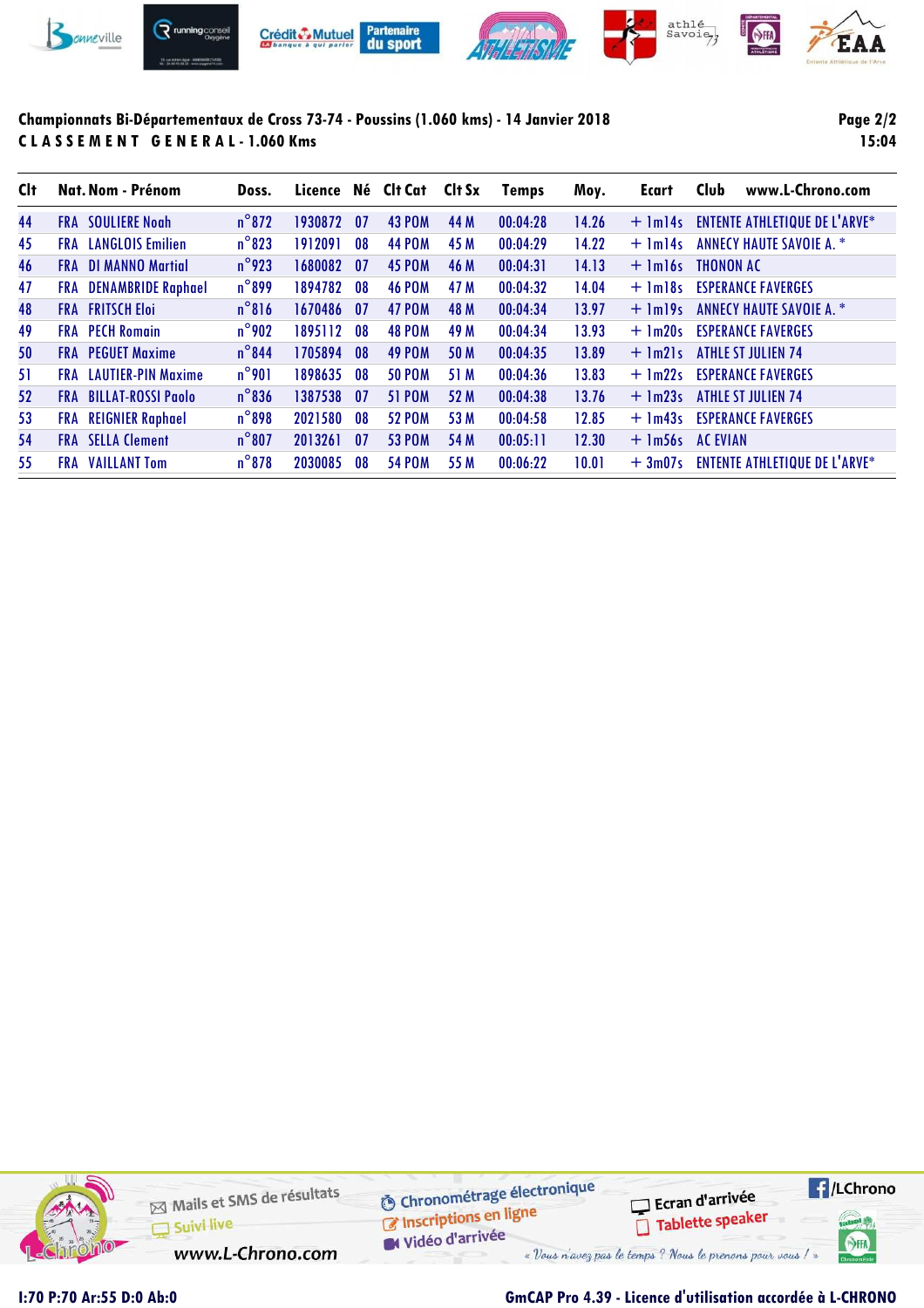**Championnats Bi-Départementaux de Cross 73-74 - Poussins (1.060 kms) - 14 Janvier 2018**

**CLASSEMENT GENERAL - 1.060 Kms**

| Clt | Nat. | Nom - Prénom | Doss. | Licence | Né | Clt Cat | Clt Sx | Temps | Moy. | Ecart | Club |
|---|---|---|---|---|---|---|---|---|---|---|---|
| 44 | FRA | SOULIERE Noah | n°872 | 1930872 | 07 | 43 POM | 44 M | 00:04:28 | 14.26 | + 1m14s | ENTENTE ATHLETIQUE DE L'ARVE* |
| 45 | FRA | LANGLOIS Emilien | n°823 | 1912091 | 08 | 44 POM | 45 M | 00:04:29 | 14.22 | + 1m14s | ANNECY HAUTE SAVOIE A. * |
| 46 | FRA | DI MANNO Martial | n°923 | 1680082 | 07 | 45 POM | 46 M | 00:04:31 | 14.13 | + 1m16s | THONON AC |
| 47 | FRA | DENAMBRIDE Raphael | n°899 | 1894782 | 08 | 46 POM | 47 M | 00:04:32 | 14.04 | + 1m18s | ESPERANCE FAVERGES |
| 48 | FRA | FRITSCH Eloi | n°816 | 1670486 | 07 | 47 POM | 48 M | 00:04:34 | 13.97 | + 1m19s | ANNECY HAUTE SAVOIE A. * |
| 49 | FRA | PECH Romain | n°902 | 1895112 | 08 | 48 POM | 49 M | 00:04:34 | 13.93 | + 1m20s | ESPERANCE FAVERGES |
| 50 | FRA | PEGUET Maxime | n°844 | 1705894 | 08 | 49 POM | 50 M | 00:04:35 | 13.89 | + 1m21s | ATHLE ST JULIEN 74 |
| 51 | FRA | LAUTIER-PIN Maxime | n°901 | 1898635 | 08 | 50 POM | 51 M | 00:04:36 | 13.83 | + 1m22s | ESPERANCE FAVERGES |
| 52 | FRA | BILLAT-ROSSI Paolo | n°836 | 1387538 | 07 | 51 POM | 52 M | 00:04:38 | 13.76 | + 1m23s | ATHLE ST JULIEN 74 |
| 53 | FRA | REIGNIER Raphael | n°898 | 2021580 | 08 | 52 POM | 53 M | 00:04:58 | 12.85 | + 1m43s | ESPERANCE FAVERGES |
| 54 | FRA | SELLA Clement | n°807 | 2013261 | 07 | 53 POM | 54 M | 00:05:11 | 12.30 | + 1m56s | AC EVIAN |
| 55 | FRA | VAILLANT Tom | n°878 | 2030085 | 08 | 54 POM | 55 M | 00:06:22 | 10.01 | + 3m07s | ENTENTE ATHLETIQUE DE L'ARVE* |

I:70 P:70 Ar:55 D:0 Ab:0

GmCAP Pro 4.39 - Licence d'utilisation accordée à L-CHRONO